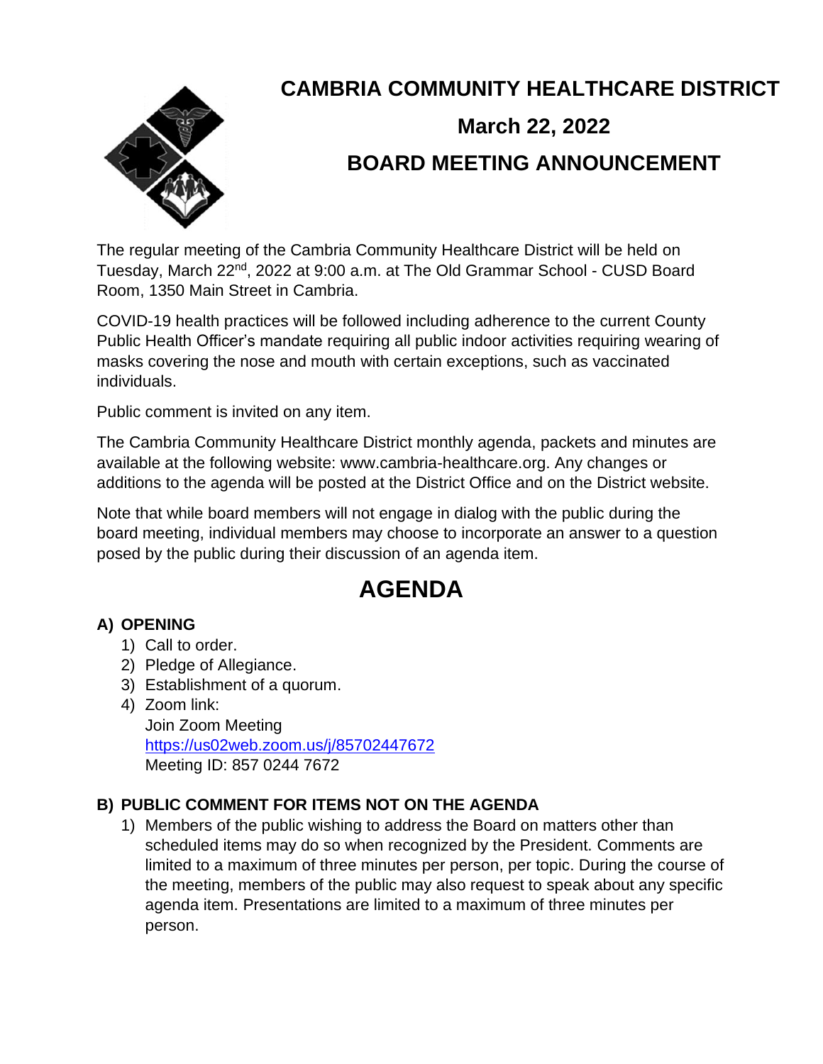# CAMBRIA COMMUNITY HEALTHCARE DISTRICT

## March 22, 2022

## BOARD MEETING ANNOUNCEMENT

The regular meeting of the Cambria Community Healthcare District will be held on Tuesday, March 22nd, 2022 at 9:00 a.m. at The Old Grammar School - CUSD Board Room, 1350 Main Street in Cambria.

COVID-19 health practices will be followed including adherence to the current County Public Health Officer's mandate requiring all public indoor activities requiring wearing of masks covering the nose and mouth with certain exceptions, such as vaccinated individuals.

Public comment is invited on any item.

The Cambria Community Healthcare District monthly agenda, packets and minutes are available at the following website: www.cambria-healthcare.org. Any changes or additions to the agenda will be posted at the District Office and on the District website.

Note that while board members will not engage in dialog with the public during the board meeting, individual members may choose to incorporate an answer to a question posed by the public during their discussion of an agenda item.

# AGENDA

**A) OPENING**

1) Call to order.
2) Pledge of Allegiance.
3) Establishment of a quorum.
4) Zoom link:
   Join Zoom Meeting
   https://us02web.zoom.us/j/85702447672
   Meeting ID: 857 0244 7672

**B) PUBLIC COMMENT FOR ITEMS NOT ON THE AGENDA**

1) Members of the public wishing to address the Board on matters other than scheduled items may do so when recognized by the President. Comments are limited to a maximum of three minutes per person, per topic. During the course of the meeting, members of the public may also request to speak about any specific agenda item. Presentations are limited to a maximum of three minutes per person.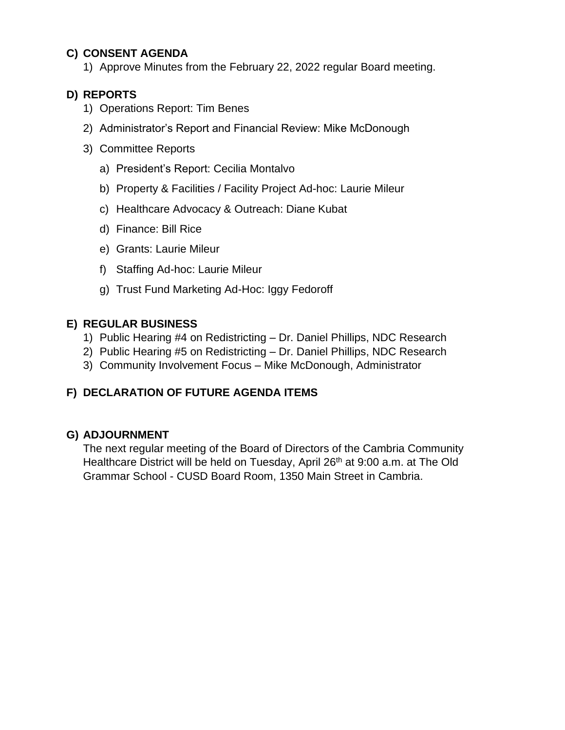## C) CONSENT AGENDA

1) Approve Minutes from the February 22, 2022 regular Board meeting.

## D) REPORTS

1) Operations Report: Tim Benes
2) Administrator's Report and Financial Review: Mike McDonough
3) Committee Reports
   a) President's Report: Cecilia Montalvo
   b) Property & Facilities / Facility Project Ad-hoc: Laurie Mileur
   c) Healthcare Advocacy & Outreach: Diane Kubat
   d) Finance: Bill Rice
   e) Grants: Laurie Mileur
   f) Staffing Ad-hoc: Laurie Mileur
   g) Trust Fund Marketing Ad-Hoc: Iggy Fedoroff

## E) REGULAR BUSINESS

1) Public Hearing #4 on Redistricting – Dr. Daniel Phillips, NDC Research
2) Public Hearing #5 on Redistricting – Dr. Daniel Phillips, NDC Research
3) Community Involvement Focus – Mike McDonough, Administrator

## F) DECLARATION OF FUTURE AGENDA ITEMS

## G) ADJOURNMENT

The next regular meeting of the Board of Directors of the Cambria Community Healthcare District will be held on Tuesday, April 26th at 9:00 a.m. at The Old Grammar School - CUSD Board Room, 1350 Main Street in Cambria.